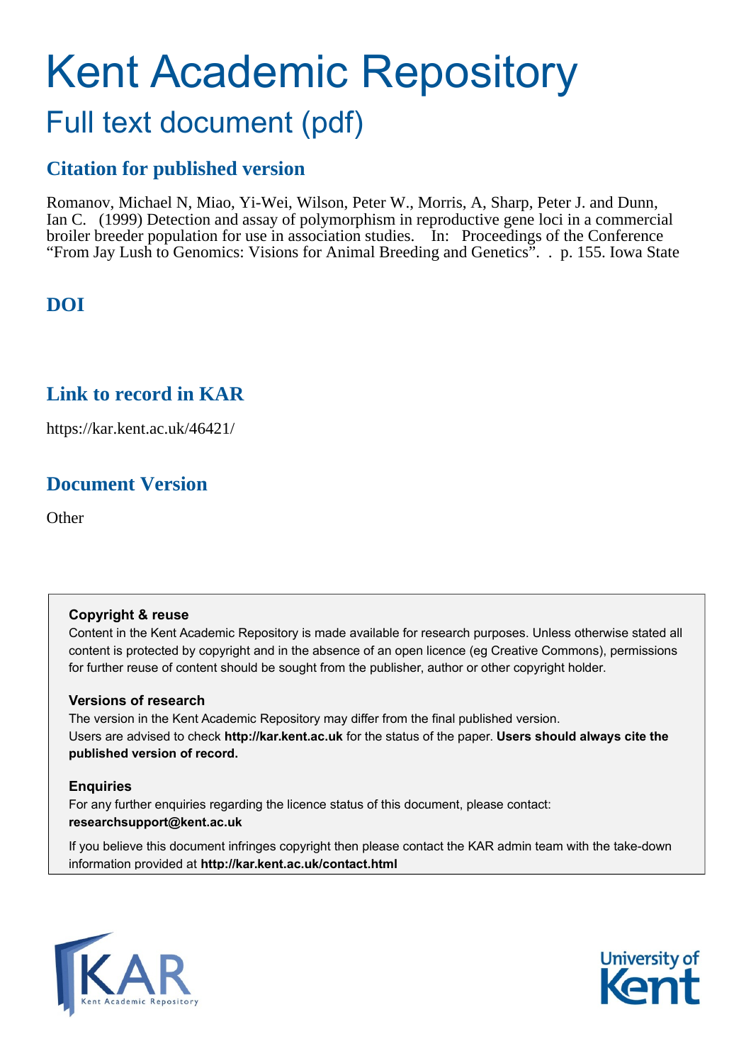# Kent Academic Repository

## Full text document (pdf)

### Citation for published version

Romanov, Michael N, Miao, Yi-Wei, Wilson, Peter W., Morris, A, Sharp, Peter J. and Dunn, Ian C. (1999) Detection and assay of polymorphism in reproductive gene loci in a commercial broiler breeder population for use in association studies. In: Proceedings of the Conference "From Jay Lush to Genomics: Visions for Animal Breeding and Genetics". . p. 155. Iowa State

### DOI

### Link to record in KAR

https://kar.kent.ac.uk/46421/

### Document Version

Other

**Copyright & reuse**

Content in the Kent Academic Repository is made available for research purposes. Unless otherwise stated all content is protected by copyright and in the absence of an open licence (eg Creative Commons), permissions for further reuse of content should be sought from the publisher, author or other copyright holder.

**Versions of research**

The version in the Kent Academic Repository may differ from the final published version. Users are advised to check **http://kar.kent.ac.uk** for the status of the paper. **Users should always cite the published version of record.**

**Enquiries**

For any further enquiries regarding the licence status of this document, please contact: **researchsupport@kent.ac.uk**

If you believe this document infringes copyright then please contact the KAR admin team with the take-down information provided at **http://kar.kent.ac.uk/contact.html**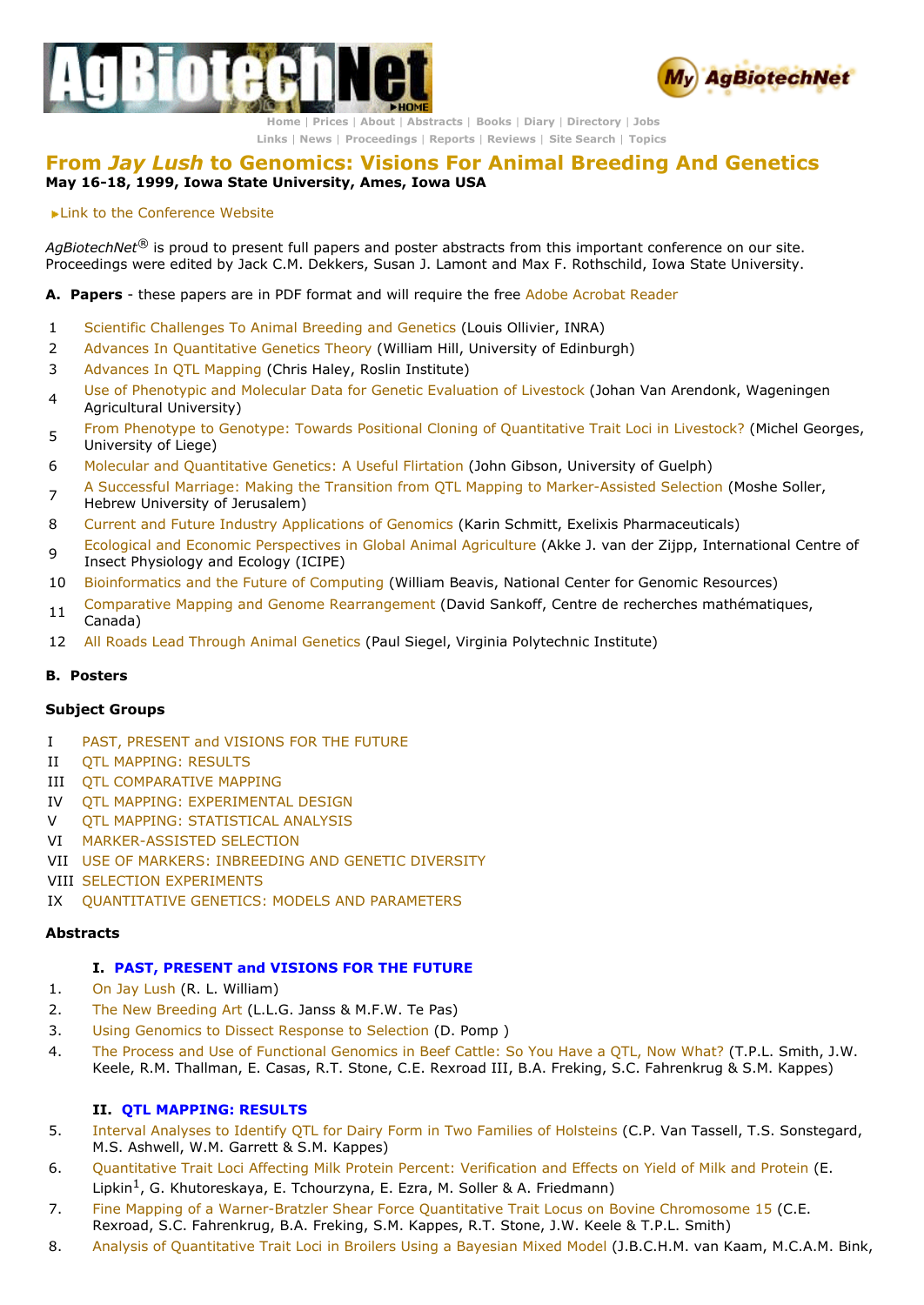AgBiotechNet

My AgBiotechNet

Home | Prices | About | Abstracts | Books | Diary | Directory | Jobs
Links | News | Proceedings | Reports | Reviews | Site Search | Topics

# From *Jay Lush* to Genomics: Visions For Animal Breeding And Genetics

**May 16-18, 1999, Iowa State University, Ames, Iowa USA**

▸Link to the Conference Website

*AgBiotechNet*® is proud to present full papers and poster abstracts from this important conference on our site. Proceedings were edited by Jack C.M. Dekkers, Susan J. Lamont and Max F. Rothschild, Iowa State University.

**A. Papers** - these papers are in PDF format and will require the free Adobe Acrobat Reader

1. Scientific Challenges To Animal Breeding and Genetics (Louis Ollivier, INRA)
2. Advances In Quantitative Genetics Theory (William Hill, University of Edinburgh)
3. Advances In QTL Mapping (Chris Haley, Roslin Institute)
4. Use of Phenotypic and Molecular Data for Genetic Evaluation of Livestock (Johan Van Arendonk, Wageningen Agricultural University)
5. From Phenotype to Genotype: Towards Positional Cloning of Quantitative Trait Loci in Livestock? (Michel Georges, University of Liege)
6. Molecular and Quantitative Genetics: A Useful Flirtation (John Gibson, University of Guelph)
7. A Successful Marriage: Making the Transition from QTL Mapping to Marker-Assisted Selection (Moshe Soller, Hebrew University of Jerusalem)
8. Current and Future Industry Applications of Genomics (Karin Schmitt, Exelixis Pharmaceuticals)
9. Ecological and Economic Perspectives in Global Animal Agriculture (Akke J. van der Zijpp, International Centre of Insect Physiology and Ecology (ICIPE)
10. Bioinformatics and the Future of Computing (William Beavis, National Center for Genomic Resources)
11. Comparative Mapping and Genome Rearrangement (David Sankoff, Centre de recherches mathématiques, Canada)
12. All Roads Lead Through Animal Genetics (Paul Siegel, Virginia Polytechnic Institute)

**B. Posters**

**Subject Groups**

I PAST, PRESENT and VISIONS FOR THE FUTURE
II QTL MAPPING: RESULTS
III QTL COMPARATIVE MAPPING
IV QTL MAPPING: EXPERIMENTAL DESIGN
V QTL MAPPING: STATISTICAL ANALYSIS
VI MARKER-ASSISTED SELECTION
VII USE OF MARKERS: INBREEDING AND GENETIC DIVERSITY
VIII SELECTION EXPERIMENTS
IX QUANTITATIVE GENETICS: MODELS AND PARAMETERS

**Abstracts**

**I. PAST, PRESENT and VISIONS FOR THE FUTURE**

1. On Jay Lush (R. L. William)
2. The New Breeding Art (L.L.G. Janss & M.F.W. Te Pas)
3. Using Genomics to Dissect Response to Selection (D. Pomp )
4. The Process and Use of Functional Genomics in Beef Cattle: So You Have a QTL, Now What? (T.P.L. Smith, J.W. Keele, R.M. Thallman, E. Casas, R.T. Stone, C.E. Rexroad III, B.A. Freking, S.C. Fahrenkrug & S.M. Kappes)

**II. QTL MAPPING: RESULTS**

5. Interval Analyses to Identify QTL for Dairy Form in Two Families of Holsteins (C.P. Van Tassell, T.S. Sonstegard, M.S. Ashwell, W.M. Garrett & S.M. Kappes)
6. Quantitative Trait Loci Affecting Milk Protein Percent: Verification and Effects on Yield of Milk and Protein (E. Lipkin[1], G. Khutoreskaya, E. Tchourzyna, E. Ezra, M. Soller & A. Friedmann)
7. Fine Mapping of a Warner-Bratzler Shear Force Quantitative Trait Locus on Bovine Chromosome 15 (C.E. Rexroad, S.C. Fahrenkrug, B.A. Freking, S.M. Kappes, R.T. Stone, J.W. Keele & T.P.L. Smith)
8. Analysis of Quantitative Trait Loci in Broilers Using a Bayesian Mixed Model (J.B.C.H.M. van Kaam, M.C.A.M. Bink,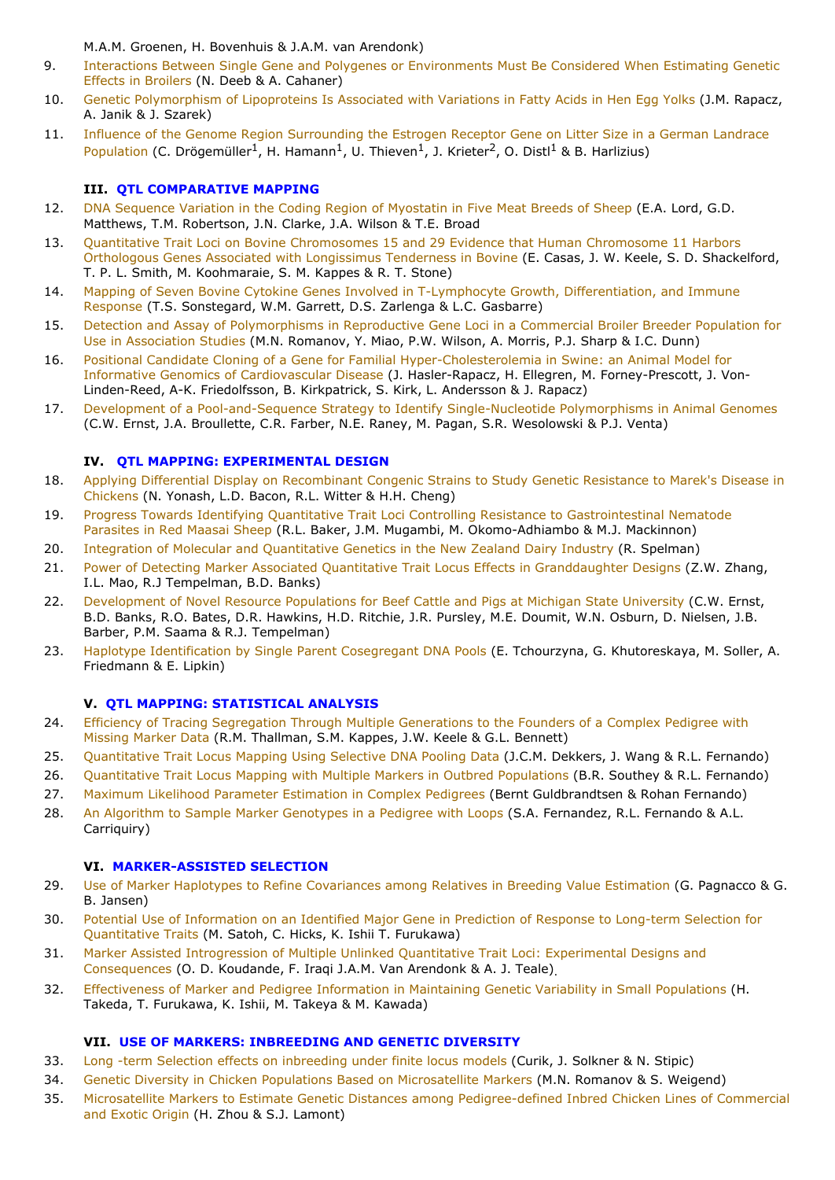M.A.M. Groenen, H. Bovenhuis & J.A.M. van Arendonk)

9. Interactions Between Single Gene and Polygenes or Environments Must Be Considered When Estimating Genetic Effects in Broilers (N. Deeb & A. Cahaner)
10. Genetic Polymorphism of Lipoproteins Is Associated with Variations in Fatty Acids in Hen Egg Yolks (J.M. Rapacz, A. Janik & J. Szarek)
11. Influence of the Genome Region Surrounding the Estrogen Receptor Gene on Litter Size in a German Landrace Population (C. Drögemüller[1], H. Hamann[1], U. Thieven[1], J. Krieter[2], O. Distl[1] & B. Harlizius)

### III. QTL COMPARATIVE MAPPING

12. DNA Sequence Variation in the Coding Region of Myostatin in Five Meat Breeds of Sheep (E.A. Lord, G.D. Matthews, T.M. Robertson, J.N. Clarke, J.A. Wilson & T.E. Broad
13. Quantitative Trait Loci on Bovine Chromosomes 15 and 29 Evidence that Human Chromosome 11 Harbors Orthologous Genes Associated with Longissimus Tenderness in Bovine (E. Casas, J. W. Keele, S. D. Shackelford, T. P. L. Smith, M. Koohmaraie, S. M. Kappes & R. T. Stone)
14. Mapping of Seven Bovine Cytokine Genes Involved in T-Lymphocyte Growth, Differentiation, and Immune Response (T.S. Sonstegard, W.M. Garrett, D.S. Zarlenga & L.C. Gasbarre)
15. Detection and Assay of Polymorphisms in Reproductive Gene Loci in a Commercial Broiler Breeder Population for Use in Association Studies (M.N. Romanov, Y. Miao, P.W. Wilson, A. Morris, P.J. Sharp & I.C. Dunn)
16. Positional Candidate Cloning of a Gene for Familial Hyper-Cholesterolemia in Swine: an Animal Model for Informative Genomics of Cardiovascular Disease (J. Hasler-Rapacz, H. Ellegren, M. Forney-Prescott, J. Von-Linden-Reed, A-K. Friedolfsson, B. Kirkpatrick, S. Kirk, L. Andersson & J. Rapacz)
17. Development of a Pool-and-Sequence Strategy to Identify Single-Nucleotide Polymorphisms in Animal Genomes (C.W. Ernst, J.A. Broullette, C.R. Farber, N.E. Raney, M. Pagan, S.R. Wesolowski & P.J. Venta)

### IV. QTL MAPPING: EXPERIMENTAL DESIGN

18. Applying Differential Display on Recombinant Congenic Strains to Study Genetic Resistance to Marek's Disease in Chickens (N. Yonash, L.D. Bacon, R.L. Witter & H.H. Cheng)
19. Progress Towards Identifying Quantitative Trait Loci Controlling Resistance to Gastrointestinal Nematode Parasites in Red Maasai Sheep (R.L. Baker, J.M. Mugambi, M. Okomo-Adhiambo & M.J. Mackinnon)
20. Integration of Molecular and Quantitative Genetics in the New Zealand Dairy Industry (R. Spelman)
21. Power of Detecting Marker Associated Quantitative Trait Locus Effects in Granddaughter Designs (Z.W. Zhang, I.L. Mao, R.J Tempelman, B.D. Banks)
22. Development of Novel Resource Populations for Beef Cattle and Pigs at Michigan State University (C.W. Ernst, B.D. Banks, R.O. Bates, D.R. Hawkins, H.D. Ritchie, J.R. Pursley, M.E. Doumit, W.N. Osburn, D. Nielsen, J.B. Barber, P.M. Saama & R.J. Tempelman)
23. Haplotype Identification by Single Parent Cosegregant DNA Pools (E. Tchourzyna, G. Khutoreskaya, M. Soller, A. Friedmann & E. Lipkin)

### V. QTL MAPPING: STATISTICAL ANALYSIS

24. Efficiency of Tracing Segregation Through Multiple Generations to the Founders of a Complex Pedigree with Missing Marker Data (R.M. Thallman, S.M. Kappes, J.W. Keele & G.L. Bennett)
25. Quantitative Trait Locus Mapping Using Selective DNA Pooling Data (J.C.M. Dekkers, J. Wang & R.L. Fernando)
26. Quantitative Trait Locus Mapping with Multiple Markers in Outbred Populations (B.R. Southey & R.L. Fernando)
27. Maximum Likelihood Parameter Estimation in Complex Pedigrees (Bernt Guldbrandtsen & Rohan Fernando)
28. An Algorithm to Sample Marker Genotypes in a Pedigree with Loops (S.A. Fernandez, R.L. Fernando & A.L. Carriquiry)

### VI. MARKER-ASSISTED SELECTION

29. Use of Marker Haplotypes to Refine Covariances among Relatives in Breeding Value Estimation (G. Pagnacco & G. B. Jansen)
30. Potential Use of Information on an Identified Major Gene in Prediction of Response to Long-term Selection for Quantitative Traits (M. Satoh, C. Hicks, K. Ishii T. Furukawa)
31. Marker Assisted Introgression of Multiple Unlinked Quantitative Trait Loci: Experimental Designs and Consequences (O. D. Koudande, F. Iraqi J.A.M. Van Arendonk & A. J. Teale).
32. Effectiveness of Marker and Pedigree Information in Maintaining Genetic Variability in Small Populations (H. Takeda, T. Furukawa, K. Ishii, M. Takeya & M. Kawada)

### VII. USE OF MARKERS: INBREEDING AND GENETIC DIVERSITY

33. Long -term Selection effects on inbreeding under finite locus models (Curik, J. Solkner & N. Stipic)
34. Genetic Diversity in Chicken Populations Based on Microsatellite Markers (M.N. Romanov & S. Weigend)
35. Microsatellite Markers to Estimate Genetic Distances among Pedigree-defined Inbred Chicken Lines of Commercial and Exotic Origin (H. Zhou & S.J. Lamont)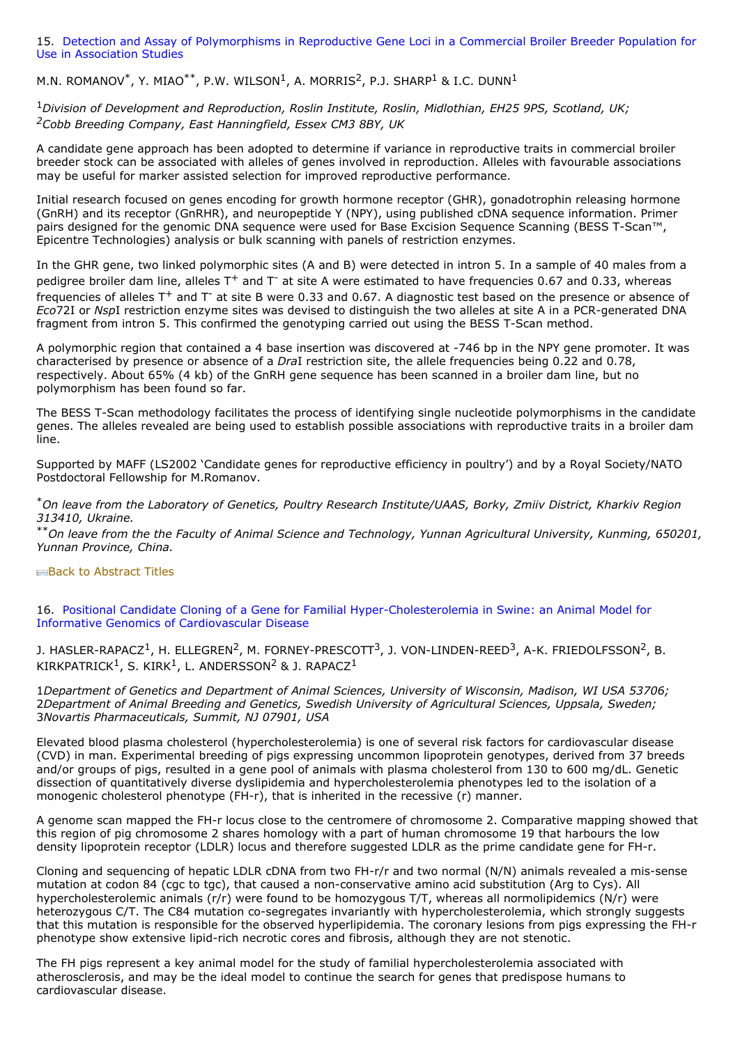## 15. Detection and Assay of Polymorphisms in Reproductive Gene Loci in a Commercial Broiler Breeder Population for Use in Association Studies

M.N. ROMANOV*, Y. MIAO**, P.W. WILSON[1], A. MORRIS[2], P.J. SHARP[1] & I.C. DUNN[1]

[1]*Division of Development and Reproduction, Roslin Institute, Roslin, Midlothian, EH25 9PS, Scotland, UK;*
[2]*Cobb Breeding Company, East Hanningfield, Essex CM3 8BY, UK*

A candidate gene approach has been adopted to determine if variance in reproductive traits in commercial broiler breeder stock can be associated with alleles of genes involved in reproduction. Alleles with favourable associations may be useful for marker assisted selection for improved reproductive performance.

Initial research focused on genes encoding for growth hormone receptor (GHR), gonadotrophin releasing hormone (GnRH) and its receptor (GnRHR), and neuropeptide Y (NPY), using published cDNA sequence information. Primer pairs designed for the genomic DNA sequence were used for Base Excision Sequence Scanning (BESS T-Scan™, Epicentre Technologies) analysis or bulk scanning with panels of restriction enzymes.

In the GHR gene, two linked polymorphic sites (A and B) were detected in intron 5. In a sample of 40 males from a pedigree broiler dam line, alleles $T^+$ and $T^-$ at site A were estimated to have frequencies 0.67 and 0.33, whereas frequencies of alleles $T^+$ and $T^-$ at site B were 0.33 and 0.67. A diagnostic test based on the presence or absence of *Eco*72I or *Nsp*I restriction enzyme sites was devised to distinguish the two alleles at site A in a PCR-generated DNA fragment from intron 5. This confirmed the genotyping carried out using the BESS T-Scan method.

A polymorphic region that contained a 4 base insertion was discovered at -746 bp in the NPY gene promoter. It was characterised by presence or absence of a *Dra*I restriction site, the allele frequencies being 0.22 and 0.78, respectively. About 65% (4 kb) of the GnRH gene sequence has been scanned in a broiler dam line, but no polymorphism has been found so far.

The BESS T-Scan methodology facilitates the process of identifying single nucleotide polymorphisms in the candidate genes. The alleles revealed are being used to establish possible associations with reproductive traits in a broiler dam line.

Supported by MAFF (LS2002 'Candidate genes for reproductive efficiency in poultry') and by a Royal Society/NATO Postdoctoral Fellowship for M.Romanov.

**On leave from the Laboratory of Genetics, Poultry Research Institute/UAAS, Borky, Zmiiv District, Kharkiv Region 313410, Ukraine.*
***On leave from the the Faculty of Animal Science and Technology, Yunnan Agricultural University, Kunming, 650201, Yunnan Province, China.*

Back to Abstract Titles

## 16. Positional Candidate Cloning of a Gene for Familial Hyper-Cholesterolemia in Swine: an Animal Model for Informative Genomics of Cardiovascular Disease

J. HASLER-RAPACZ[1], H. ELLEGREN[2], M. FORNEY-PRESCOTT[3], J. VON-LINDEN-REED[3], A-K. FRIEDOLFSSON[2], B. KIRKPATRICK[1], S. KIRK[1], L. ANDERSSON[2] & J. RAPACZ[1]

1*Department of Genetics and Department of Animal Sciences, University of Wisconsin, Madison, WI USA 53706;*
2*Department of Animal Breeding and Genetics, Swedish University of Agricultural Sciences, Uppsala, Sweden;*
3*Novartis Pharmaceuticals, Summit, NJ 07901, USA*

Elevated blood plasma cholesterol (hypercholesterolemia) is one of several risk factors for cardiovascular disease (CVD) in man. Experimental breeding of pigs expressing uncommon lipoprotein genotypes, derived from 37 breeds and/or groups of pigs, resulted in a gene pool of animals with plasma cholesterol from 130 to 600 mg/dL. Genetic dissection of quantitatively diverse dyslipidemia and hypercholesterolemia phenotypes led to the isolation of a monogenic cholesterol phenotype (FH-r), that is inherited in the recessive (r) manner.

A genome scan mapped the FH-r locus close to the centromere of chromosome 2. Comparative mapping showed that this region of pig chromosome 2 shares homology with a part of human chromosome 19 that harbours the low density lipoprotein receptor (LDLR) locus and therefore suggested LDLR as the prime candidate gene for FH-r.

Cloning and sequencing of hepatic LDLR cDNA from two FH-r/r and two normal (N/N) animals revealed a mis-sense mutation at codon 84 (cgc to tgc), that caused a non-conservative amino acid substitution (Arg to Cys). All hypercholesterolemic animals (r/r) were found to be homozygous T/T, whereas all normolipidemics (N/r) were heterozygous C/T. The C84 mutation co-segregates invariantly with hypercholesterolemia, which strongly suggests that this mutation is responsible for the observed hyperlipidemia. The coronary lesions from pigs expressing the FH-r phenotype show extensive lipid-rich necrotic cores and fibrosis, although they are not stenotic.

The FH pigs represent a key animal model for the study of familial hypercholesterolemia associated with atherosclerosis, and may be the ideal model to continue the search for genes that predispose humans to cardiovascular disease.